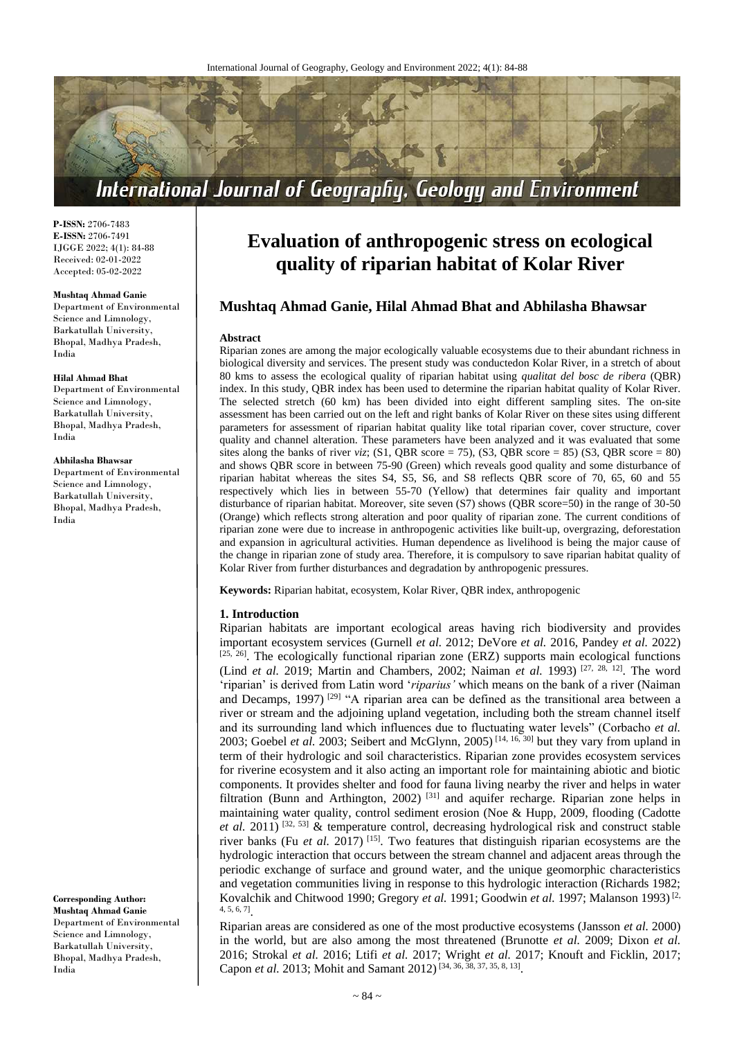**P-ISSN:** 2706-7483
**E-ISSN:** 2706-7491
IJGGE 2022; 4(1): 84-88
Received: 02-01-2022
Accepted: 05-02-2022

**Mushtaq Ahmad Ganie**
Department of Environmental Science and Limnology, Barkatullah University, Bhopal, Madhya Pradesh, India

**Hilal Ahmad Bhat**
Department of Environmental Science and Limnology, Barkatullah University, Bhopal, Madhya Pradesh, India

**Abhilasha Bhawsar**
Department of Environmental Science and Limnology, Barkatullah University, Bhopal, Madhya Pradesh, India

**Corresponding Author:**
**Mushtaq Ahmad Ganie**
Department of Environmental Science and Limnology, Barkatullah University, Bhopal, Madhya Pradesh, India

# Evaluation of anthropogenic stress on ecological quality of riparian habitat of Kolar River

## Mushtaq Ahmad Ganie, Hilal Ahmad Bhat and Abhilasha Bhawsar

### Abstract

Riparian zones are among the major ecologically valuable ecosystems due to their abundant richness in biological diversity and services. The present study was conductedon Kolar River, in a stretch of about 80 kms to assess the ecological quality of riparian habitat using *qualitat del bosc de ribera* (QBR) index. In this study, QBR index has been used to determine the riparian habitat quality of Kolar River. The selected stretch (60 km) has been divided into eight different sampling sites. The on-site assessment has been carried out on the left and right banks of Kolar River on these sites using different parameters for assessment of riparian habitat quality like total riparian cover, cover structure, cover quality and channel alteration. These parameters have been analyzed and it was evaluated that some sites along the banks of river *viz*; (S1, QBR score = 75), (S3, QBR score = 85) (S3, QBR score = 80) and shows QBR score in between 75-90 (Green) which reveals good quality and some disturbance of riparian habitat whereas the sites S4, S5, S6, and S8 reflects QBR score of 70, 65, 60 and 55 respectively which lies in between 55-70 (Yellow) that determines fair quality and important disturbance of riparian habitat. Moreover, site seven (S7) shows (QBR score=50) in the range of 30-50 (Orange) which reflects strong alteration and poor quality of riparian zone. The current conditions of riparian zone were due to increase in anthropogenic activities like built-up, overgrazing, deforestation and expansion in agricultural activities. Human dependence as livelihood is being the major cause of the change in riparian zone of study area. Therefore, it is compulsory to save riparian habitat quality of Kolar River from further disturbances and degradation by anthropogenic pressures.

**Keywords:** Riparian habitat, ecosystem, Kolar River, QBR index, anthropogenic

### 1. Introduction

Riparian habitats are important ecological areas having rich biodiversity and provides important ecosystem services (Gurnell *et al.* 2012; DeVore *et al.* 2016, Pandey *et al.* 2022) [25, 26]. The ecologically functional riparian zone (ERZ) supports main ecological functions (Lind *et al.* 2019; Martin and Chambers, 2002; Naiman *et al.* 1993) [27, 28, 12]. The word 'riparian' is derived from Latin word '*riparius'* which means on the bank of a river (Naiman and Decamps, 1997) [29] "A riparian area can be defined as the transitional area between a river or stream and the adjoining upland vegetation, including both the stream channel itself and its surrounding land which influences due to fluctuating water levels" (Corbacho *et al.* 2003; Goebel *et al.* 2003; Seibert and McGlynn, 2005) [14, 16, 30] but they vary from upland in term of their hydrologic and soil characteristics. Riparian zone provides ecosystem services for riverine ecosystem and it also acting an important role for maintaining abiotic and biotic components. It provides shelter and food for fauna living nearby the river and helps in water filtration (Bunn and Arthington, 2002) [31] and aquifer recharge. Riparian zone helps in maintaining water quality, control sediment erosion (Noe & Hupp, 2009, flooding (Cadotte *et al.* 2011) [32, 53] & temperature control, decreasing hydrological risk and construct stable river banks (Fu *et al.* 2017) [15]. Two features that distinguish riparian ecosystems are the hydrologic interaction that occurs between the stream channel and adjacent areas through the periodic exchange of surface and ground water, and the unique geomorphic characteristics and vegetation communities living in response to this hydrologic interaction (Richards 1982; Kovalchik and Chitwood 1990; Gregory *et al.* 1991; Goodwin *et al.* 1997; Malanson 1993) [2, 4, 5, 6, 7].

Riparian areas are considered as one of the most productive ecosystems (Jansson *et al.* 2000) in the world, but are also among the most threatened (Brunotte *et al.* 2009; Dixon *et al.* 2016; Strokal *et al.* 2016; Ltifi *et al.* 2017; Wright *et al.* 2017; Knouft and Ficklin, 2017; Capon *et al.* 2013; Mohit and Samant 2012) [34, 36, 38, 37, 35, 8, 13].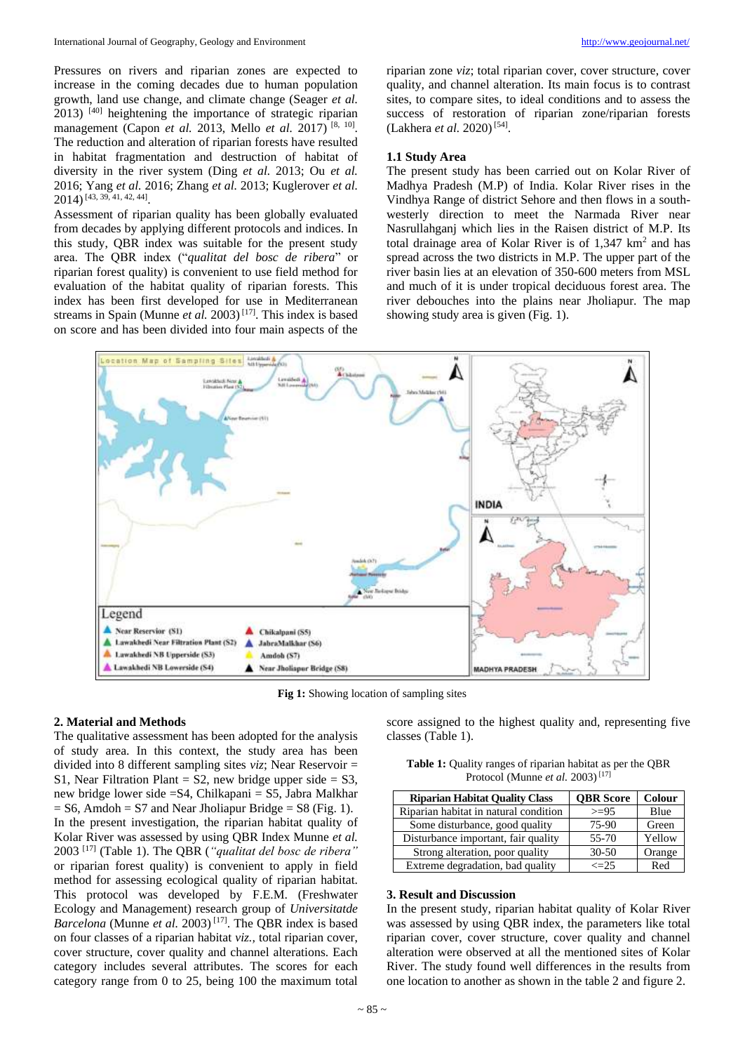Pressures on rivers and riparian zones are expected to increase in the coming decades due to human population growth, land use change, and climate change (Seager *et al.* 2013) [40] heightening the importance of strategic riparian management (Capon *et al.* 2013, Mello *et al.* 2017) [8, 10]. The reduction and alteration of riparian forests have resulted in habitat fragmentation and destruction of habitat of diversity in the river system (Ding *et al.* 2013; Ou *et al.* 2016; Yang *et al.* 2016; Zhang *et al.* 2013; Kuglerover *et al.* 2014) [43, 39, 41, 42, 44].

Assessment of riparian quality has been globally evaluated from decades by applying different protocols and indices. In this study, QBR index was suitable for the present study area. The QBR index ("*qualitat del bosc de ribera*" or riparian forest quality) is convenient to use field method for evaluation of the habitat quality of riparian forests. This index has been first developed for use in Mediterranean streams in Spain (Munne *et al.* 2003) [17]. This index is based on score and has been divided into four main aspects of the riparian zone *viz*; total riparian cover, cover structure, cover quality, and channel alteration. Its main focus is to contrast sites, to compare sites, to ideal conditions and to assess the success of restoration of riparian zone/riparian forests (Lakhera *et al.* 2020) [54].

### 1.1 Study Area

The present study has been carried out on Kolar River of Madhya Pradesh (M.P) of India. Kolar River rises in the Vindhya Range of district Sehore and then flows in a south-westerly direction to meet the Narmada River near Nasrullahganj which lies in the Raisen district of M.P. Its total drainage area of Kolar River is of 1,347 km$^2$ and has spread across the two districts in M.P. The upper part of the river basin lies at an elevation of 350-600 meters from MSL and much of it is under tropical deciduous forest area. The river debouches into the plains near Jholiapur. The map showing study area is given (Fig. 1).

**Fig 1:** Showing location of sampling sites

## 2. Material and Methods

The qualitative assessment has been adopted for the analysis of study area. In this context, the study area has been divided into 8 different sampling sites *viz*; Near Reservoir = S1, Near Filtration Plant = S2, new bridge upper side = S3, new bridge lower side =S4, Chikalpani = S5, Jabra Malkhar = S6, Amdoh = S7 and Near Jholiapur Bridge = S8 (Fig. 1).

In the present investigation, the riparian habitat quality of Kolar River was assessed by using QBR Index Munne *et al.* 2003 [17] (Table 1). The QBR (*"qualitat del bosc de ribera"* or riparian forest quality) is convenient to apply in field method for assessing ecological quality of riparian habitat. This protocol was developed by F.E.M. (Freshwater Ecology and Management) research group of *Universitatde Barcelona* (Munne *et al.* 2003) [17]. The QBR index is based on four classes of a riparian habitat *viz.*, total riparian cover, cover structure, cover quality and channel alterations. Each category includes several attributes. The scores for each category range from 0 to 25, being 100 the maximum total score assigned to the highest quality and, representing five classes (Table 1).

**Table 1:** Quality ranges of riparian habitat as per the QBR Protocol (Munne *et al.* 2003) [17]

| Riparian Habitat Quality Class | QBR Score | Colour |
|---|---|---|
| Riparian habitat in natural condition | >=95 | Blue |
| Some disturbance, good quality | 75-90 | Green |
| Disturbance important, fair quality | 55-70 | Yellow |
| Strong alteration, poor quality | 30-50 | Orange |
| Extreme degradation, bad quality | <=25 | Red |

## 3. Result and Discussion

In the present study, riparian habitat quality of Kolar River was assessed by using QBR index, the parameters like total riparian cover, cover structure, cover quality and channel alteration were observed at all the mentioned sites of Kolar River. The study found well differences in the results from one location to another as shown in the table 2 and figure 2.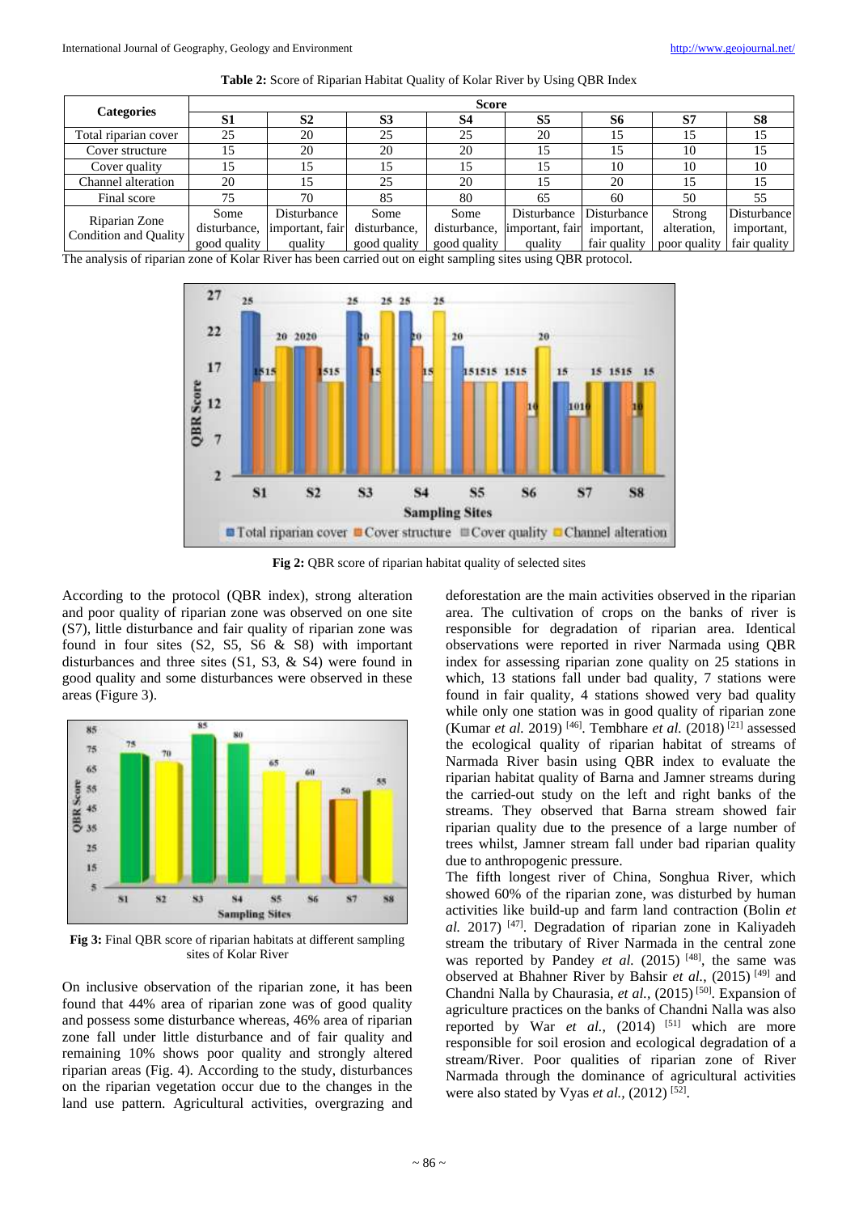**Table 2:** Score of Riparian Habitat Quality of Kolar River by Using QBR Index

| Categories | Score | | | | | | | |
|---|---|---|---|---|---|---|---|---|
| | S1 | S2 | S3 | S4 | S5 | S6 | S7 | S8 |
| Total riparian cover | 25 | 20 | 25 | 25 | 20 | 15 | 15 | 15 |
| Cover structure | 15 | 20 | 20 | 20 | 15 | 15 | 10 | 15 |
| Cover quality | 15 | 15 | 15 | 15 | 15 | 10 | 10 | 10 |
| Channel alteration | 20 | 15 | 25 | 20 | 15 | 20 | 15 | 15 |
| Final score | 75 | 70 | 85 | 80 | 65 | 60 | 50 | 55 |
| Riparian Zone Condition and Quality | Some disturbance, good quality | Disturbance important, fair quality | Some disturbance, good quality | Some disturbance, good quality | Disturbance important, fair quality | Disturbance important, fair quality | Strong alteration, poor quality | Disturbance important, fair quality |

The analysis of riparian zone of Kolar River has been carried out on eight sampling sites using QBR protocol.

**Fig 2:** QBR score of riparian habitat quality of selected sites

According to the protocol (QBR index), strong alteration and poor quality of riparian zone was observed on one site (S7), little disturbance and fair quality of riparian zone was found in four sites (S2, S5, S6 & S8) with important disturbances and three sites (S1, S3, & S4) were found in good quality and some disturbances were observed in these areas (Figure 3).

**Fig 3:** Final QBR score of riparian habitats at different sampling sites of Kolar River

On inclusive observation of the riparian zone, it has been found that 44% area of riparian zone was of good quality and possess some disturbance whereas, 46% area of riparian zone fall under little disturbance and of fair quality and remaining 10% shows poor quality and strongly altered riparian areas (Fig. 4). According to the study, disturbances on the riparian vegetation occur due to the changes in the land use pattern. Agricultural activities, overgrazing and deforestation are the main activities observed in the riparian area. The cultivation of crops on the banks of river is responsible for degradation of riparian area. Identical observations were reported in river Narmada using QBR index for assessing riparian zone quality on 25 stations in which, 13 stations fall under bad quality, 7 stations were found in fair quality, 4 stations showed very bad quality while only one station was in good quality of riparian zone (Kumar *et al.* 2019) [46]. Tembhare *et al.* (2018) [21] assessed the ecological quality of riparian habitat of streams of Narmada River basin using QBR index to evaluate the riparian habitat quality of Barna and Jamner streams during the carried-out study on the left and right banks of the streams. They observed that Barna stream showed fair riparian quality due to the presence of a large number of trees whilst, Jamner stream fall under bad riparian quality due to anthropogenic pressure.

The fifth longest river of China, Songhua River, which showed 60% of the riparian zone, was disturbed by human activities like build-up and farm land contraction (Bolin *et al.* 2017) [47]. Degradation of riparian zone in Kaliyadeh stream the tributary of River Narmada in the central zone was reported by Pandey *et al.* (2015) [48], the same was observed at Bhahner River by Bahsir *et al.*, (2015) [49] and Chandni Nalla by Chaurasia, *et al.*, (2015) [50]. Expansion of agriculture practices on the banks of Chandni Nalla was also reported by War *et al.*, (2014) [51] which are more responsible for soil erosion and ecological degradation of a stream/River. Poor qualities of riparian zone of River Narmada through the dominance of agricultural activities were also stated by Vyas *et al.*, (2012) [52].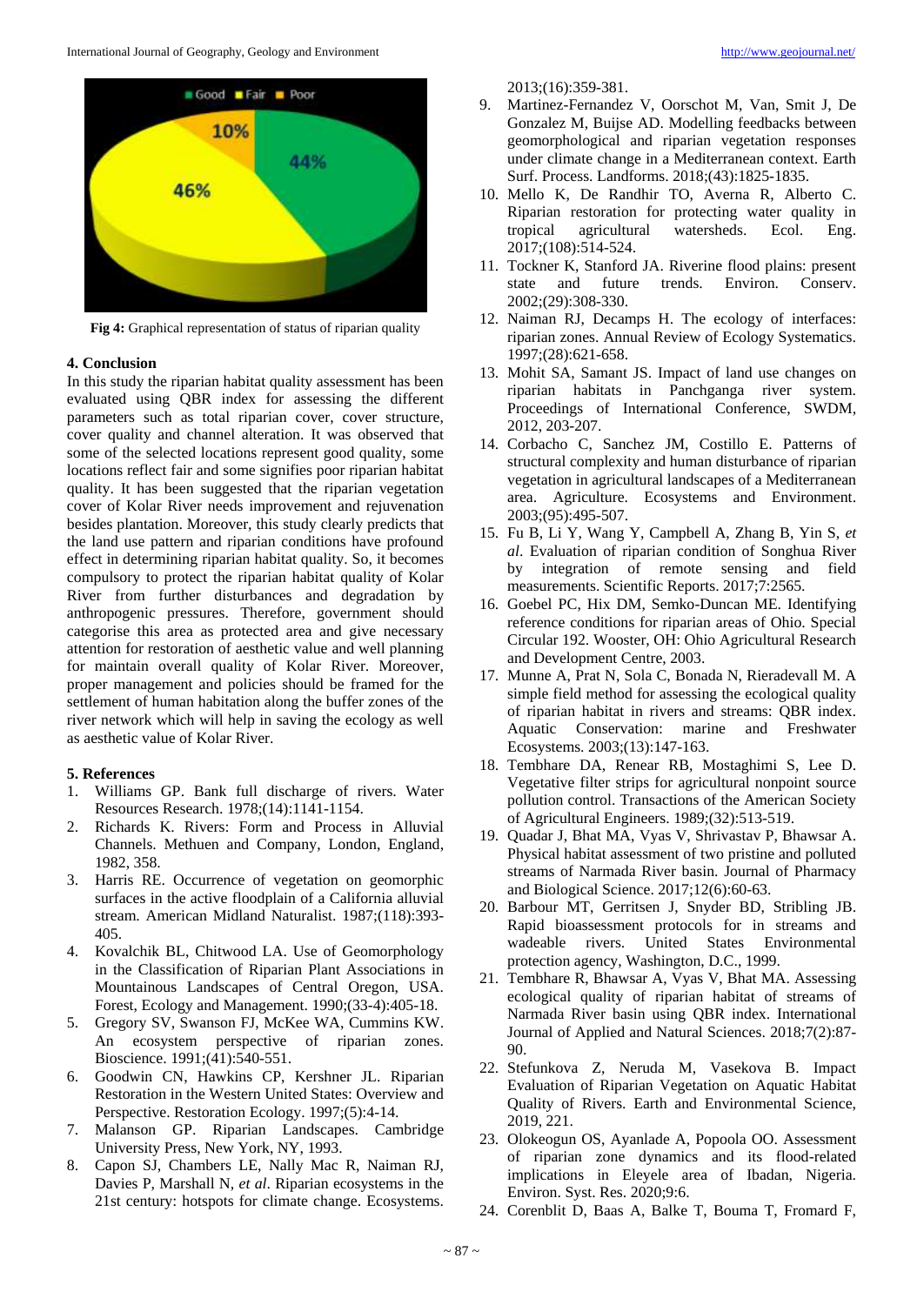Fig 4: Graphical representation of status of riparian quality

## 4. Conclusion

In this study the riparian habitat quality assessment has been evaluated using QBR index for assessing the different parameters such as total riparian cover, cover structure, cover quality and channel alteration. It was observed that some of the selected locations represent good quality, some locations reflect fair and some signifies poor riparian habitat quality. It has been suggested that the riparian vegetation cover of Kolar River needs improvement and rejuvenation besides plantation. Moreover, this study clearly predicts that the land use pattern and riparian conditions have profound effect in determining riparian habitat quality. So, it becomes compulsory to protect the riparian habitat quality of Kolar River from further disturbances and degradation by anthropogenic pressures. Therefore, government should categorise this area as protected area and give necessary attention for restoration of aesthetic value and well planning for maintain overall quality of Kolar River. Moreover, proper management and policies should be framed for the settlement of human habitation along the buffer zones of the river network which will help in saving the ecology as well as aesthetic value of Kolar River.

## 5. References

1. Williams GP. Bank full discharge of rivers. Water Resources Research. 1978;(14):1141-1154.
2. Richards K. Rivers: Form and Process in Alluvial Channels. Methuen and Company, London, England, 1982, 358.
3. Harris RE. Occurrence of vegetation on geomorphic surfaces in the active floodplain of a California alluvial stream. American Midland Naturalist. 1987;(118):393-405.
4. Kovalchik BL, Chitwood LA. Use of Geomorphology in the Classification of Riparian Plant Associations in Mountainous Landscapes of Central Oregon, USA. Forest, Ecology and Management. 1990;(33-4):405-18.
5. Gregory SV, Swanson FJ, McKee WA, Cummins KW. An ecosystem perspective of riparian zones. Bioscience. 1991;(41):540-551.
6. Goodwin CN, Hawkins CP, Kershner JL. Riparian Restoration in the Western United States: Overview and Perspective. Restoration Ecology. 1997;(5):4-14.
7. Malanson GP. Riparian Landscapes. Cambridge University Press, New York, NY, 1993.
8. Capon SJ, Chambers LE, Nally Mac R, Naiman RJ, Davies P, Marshall N, *et al*. Riparian ecosystems in the 21st century: hotspots for climate change. Ecosystems. 2013;(16):359-381.
9. Martinez-Fernandez V, Oorschot M, Van, Smit J, De Gonzalez M, Buijse AD. Modelling feedbacks between geomorphological and riparian vegetation responses under climate change in a Mediterranean context. Earth Surf. Process. Landforms. 2018;(43):1825-1835.
10. Mello K, De Randhir TO, Averna R, Alberto C. Riparian restoration for protecting water quality in tropical agricultural watersheds. Ecol. Eng. 2017;(108):514-524.
11. Tockner K, Stanford JA. Riverine flood plains: present state and future trends. Environ. Conserv. 2002;(29):308-330.
12. Naiman RJ, Decamps H. The ecology of interfaces: riparian zones. Annual Review of Ecology Systematics. 1997;(28):621-658.
13. Mohit SA, Samant JS. Impact of land use changes on riparian habitats in Panchganga river system. Proceedings of International Conference, SWDM, 2012, 203-207.
14. Corbacho C, Sanchez JM, Costillo E. Patterns of structural complexity and human disturbance of riparian vegetation in agricultural landscapes of a Mediterranean area. Agriculture. Ecosystems and Environment. 2003;(95):495-507.
15. Fu B, Li Y, Wang Y, Campbell A, Zhang B, Yin S, *et al*. Evaluation of riparian condition of Songhua River by integration of remote sensing and field measurements. Scientific Reports. 2017;7:2565.
16. Goebel PC, Hix DM, Semko-Duncan ME. Identifying reference conditions for riparian areas of Ohio. Special Circular 192. Wooster, OH: Ohio Agricultural Research and Development Centre, 2003.
17. Munne A, Prat N, Sola C, Bonada N, Rieradevall M. A simple field method for assessing the ecological quality of riparian habitat in rivers and streams: QBR index. Aquatic Conservation: marine and Freshwater Ecosystems. 2003;(13):147-163.
18. Tembhare DA, Renear RB, Mostaghimi S, Lee D. Vegetative filter strips for agricultural nonpoint source pollution control. Transactions of the American Society of Agricultural Engineers. 1989;(32):513-519.
19. Quadar J, Bhat MA, Vyas V, Shrivastav P, Bhawsar A. Physical habitat assessment of two pristine and polluted streams of Narmada River basin. Journal of Pharmacy and Biological Science. 2017;12(6):60-63.
20. Barbour MT, Gerritsen J, Snyder BD, Stribling JB. Rapid bioassessment protocols for in streams and wadeable rivers. United States Environmental protection agency, Washington, D.C., 1999.
21. Tembhare R, Bhawsar A, Vyas V, Bhat MA. Assessing ecological quality of riparian habitat of streams of Narmada River basin using QBR index. International Journal of Applied and Natural Sciences. 2018;7(2):87-90.
22. Stefunkova Z, Neruda M, Vasekova B. Impact Evaluation of Riparian Vegetation on Aquatic Habitat Quality of Rivers. Earth and Environmental Science, 2019, 221.
23. Olokeogun OS, Ayanlade A, Popoola OO. Assessment of riparian zone dynamics and its flood-related implications in Eleyele area of Ibadan, Nigeria. Environ. Syst. Res. 2020;9:6.
24. Corenblit D, Baas A, Balke T, Bouma T, Fromard F,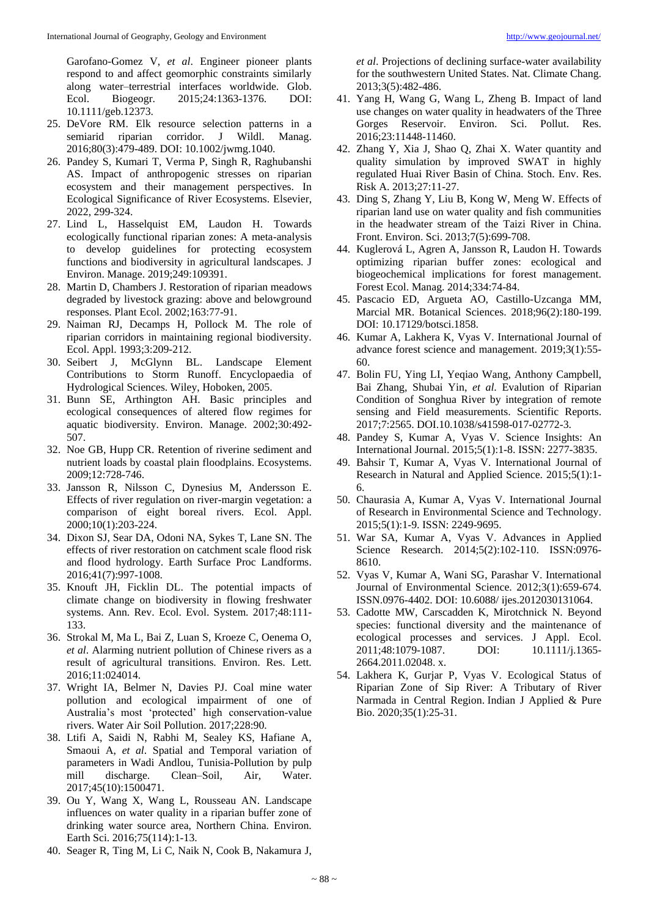Garofano-Gomez V, *et al*. Engineer pioneer plants respond to and affect geomorphic constraints similarly along water–terrestrial interfaces worldwide. Glob. Ecol. Biogeogr. 2015;24:1363-1376. DOI: 10.1111/geb.12373.

25. DeVore RM. Elk resource selection patterns in a semiarid riparian corridor. J Wildl. Manag. 2016;80(3):479-489. DOI: 10.1002/jwmg.1040.
26. Pandey S, Kumari T, Verma P, Singh R, Raghubanshi AS. Impact of anthropogenic stresses on riparian ecosystem and their management perspectives. In Ecological Significance of River Ecosystems. Elsevier, 2022, 299-324.
27. Lind L, Hasselquist EM, Laudon H. Towards ecologically functional riparian zones: A meta-analysis to develop guidelines for protecting ecosystem functions and biodiversity in agricultural landscapes. J Environ. Manage. 2019;249:109391.
28. Martin D, Chambers J. Restoration of riparian meadows degraded by livestock grazing: above and belowground responses. Plant Ecol. 2002;163:77-91.
29. Naiman RJ, Decamps H, Pollock M. The role of riparian corridors in maintaining regional biodiversity. Ecol. Appl. 1993;3:209-212.
30. Seibert J, McGlynn BL. Landscape Element Contributions to Storm Runoff. Encyclopaedia of Hydrological Sciences. Wiley, Hoboken, 2005.
31. Bunn SE, Arthington AH. Basic principles and ecological consequences of altered flow regimes for aquatic biodiversity. Environ. Manage. 2002;30:492-507.
32. Noe GB, Hupp CR. Retention of riverine sediment and nutrient loads by coastal plain floodplains. Ecosystems. 2009;12:728-746.
33. Jansson R, Nilsson C, Dynesius M, Andersson E. Effects of river regulation on river-margin vegetation: a comparison of eight boreal rivers. Ecol. Appl. 2000;10(1):203-224.
34. Dixon SJ, Sear DA, Odoni NA, Sykes T, Lane SN. The effects of river restoration on catchment scale flood risk and flood hydrology. Earth Surface Proc Landforms. 2016;41(7):997-1008.
35. Knouft JH, Ficklin DL. The potential impacts of climate change on biodiversity in flowing freshwater systems. Ann. Rev. Ecol. Evol. System. 2017;48:111-133.
36. Strokal M, Ma L, Bai Z, Luan S, Kroeze C, Oenema O, *et al*. Alarming nutrient pollution of Chinese rivers as a result of agricultural transitions. Environ. Res. Lett. 2016;11:024014.
37. Wright IA, Belmer N, Davies PJ. Coal mine water pollution and ecological impairment of one of Australia's most 'protected' high conservation-value rivers. Water Air Soil Pollution. 2017;228:90.
38. Ltifi A, Saidi N, Rabhi M, Sealey KS, Hafiane A, Smaoui A, *et al*. Spatial and Temporal variation of parameters in Wadi Andlou, Tunisia-Pollution by pulp mill discharge. Clean–Soil, Air, Water. 2017;45(10):1500471.
39. Ou Y, Wang X, Wang L, Rousseau AN. Landscape influences on water quality in a riparian buffer zone of drinking water source area, Northern China. Environ. Earth Sci. 2016;75(114):1-13.
40. Seager R, Ting M, Li C, Naik N, Cook B, Nakamura J, *et al*. Projections of declining surface-water availability for the southwestern United States. Nat. Climate Chang. 2013;3(5):482-486.
41. Yang H, Wang G, Wang L, Zheng B. Impact of land use changes on water quality in headwaters of the Three Gorges Reservoir. Environ. Sci. Pollut. Res. 2016;23:11448-11460.
42. Zhang Y, Xia J, Shao Q, Zhai X. Water quantity and quality simulation by improved SWAT in highly regulated Huai River Basin of China. Stoch. Env. Res. Risk A. 2013;27:11-27.
43. Ding S, Zhang Y, Liu B, Kong W, Meng W. Effects of riparian land use on water quality and fish communities in the headwater stream of the Taizi River in China. Front. Environ. Sci. 2013;7(5):699-708.
44. Kuglerová L, Agren A, Jansson R, Laudon H. Towards optimizing riparian buffer zones: ecological and biogeochemical implications for forest management. Forest Ecol. Manag. 2014;334:74-84.
45. Pascacio ED, Argueta AO, Castillo-Uzcanga MM, Marcial MR. Botanical Sciences. 2018;96(2):180-199. DOI: 10.17129/botsci.1858.
46. Kumar A, Lakhera K, Vyas V. International Journal of advance forest science and management. 2019;3(1):55-60.
47. Bolin FU, Ying LI, Yeqiao Wang, Anthony Campbell, Bai Zhang, Shubai Yin, *et al.* Evalution of Riparian Condition of Songhua River by integration of remote sensing and Field measurements. Scientific Reports. 2017;7:2565. DOI.10.1038/s41598-017-02772-3.
48. Pandey S, Kumar A, Vyas V. Science Insights: An International Journal. 2015;5(1):1-8. ISSN: 2277-3835.
49. Bahsir T, Kumar A, Vyas V. International Journal of Research in Natural and Applied Science. 2015;5(1):1-6.
50. Chaurasia A, Kumar A, Vyas V. International Journal of Research in Environmental Science and Technology. 2015;5(1):1-9. ISSN: 2249-9695.
51. War SA, Kumar A, Vyas V. Advances in Applied Science Research. 2014;5(2):102-110. ISSN:0976-8610.
52. Vyas V, Kumar A, Wani SG, Parashar V. International Journal of Environmental Science. 2012;3(1):659-674. ISSN.0976-4402. DOI: 10.6088/ ijes.2012030131064.
53. Cadotte MW, Carscadden K, Mirotchnick N. Beyond species: functional diversity and the maintenance of ecological processes and services. J Appl. Ecol. 2011;48:1079-1087. DOI: 10.1111/j.1365-2664.2011.02048. x.
54. Lakhera K, Gurjar P, Vyas V. Ecological Status of Riparian Zone of Sip River: A Tributary of River Narmada in Central Region. Indian J Applied & Pure Bio. 2020;35(1):25-31.